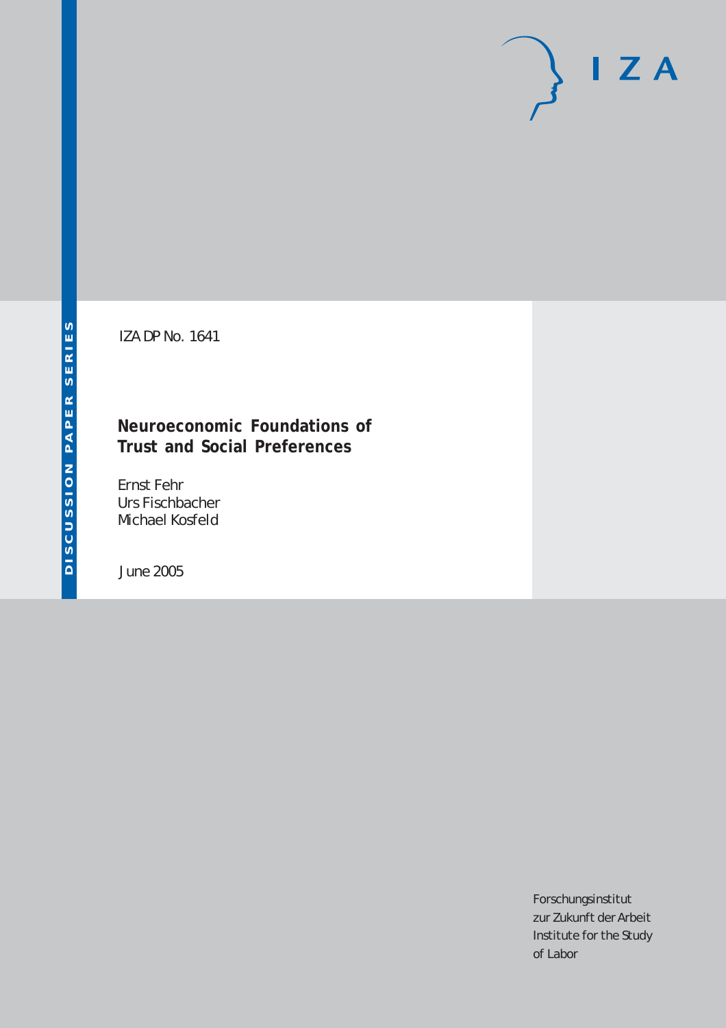DISCUSSION PAPER SERIES

IZA

IZA DP No. 1641

# Neuroeconomic Foundations of Trust and Social Preferences

Ernst Fehr
Urs Fischbacher
Michael Kosfeld

June 2005

Forschungsinstitut
zur Zukunft der Arbeit
Institute for the Study
of Labor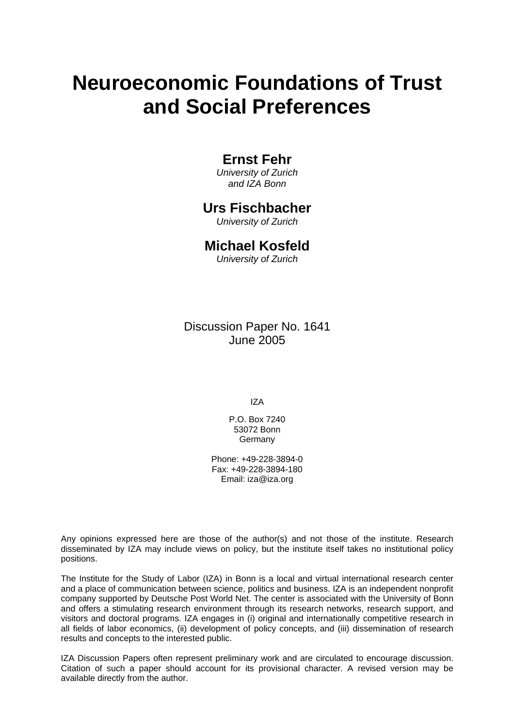# Neuroeconomic Foundations of Trust and Social Preferences

**Ernst Fehr**
*University of Zurich and IZA Bonn*

**Urs Fischbacher**
*University of Zurich*

**Michael Kosfeld**
*University of Zurich*

Discussion Paper No. 1641
June 2005

IZA

P.O. Box 7240
53072 Bonn
Germany

Phone: +49-228-3894-0
Fax: +49-228-3894-180
Email: iza@iza.org

Any opinions expressed here are those of the author(s) and not those of the institute. Research disseminated by IZA may include views on policy, but the institute itself takes no institutional policy positions.

The Institute for the Study of Labor (IZA) in Bonn is a local and virtual international research center and a place of communication between science, politics and business. IZA is an independent nonprofit company supported by Deutsche Post World Net. The center is associated with the University of Bonn and offers a stimulating research environment through its research networks, research support, and visitors and doctoral programs. IZA engages in (i) original and internationally competitive research in all fields of labor economics, (ii) development of policy concepts, and (iii) dissemination of research results and concepts to the interested public.

IZA Discussion Papers often represent preliminary work and are circulated to encourage discussion. Citation of such a paper should account for its provisional character. A revised version may be available directly from the author.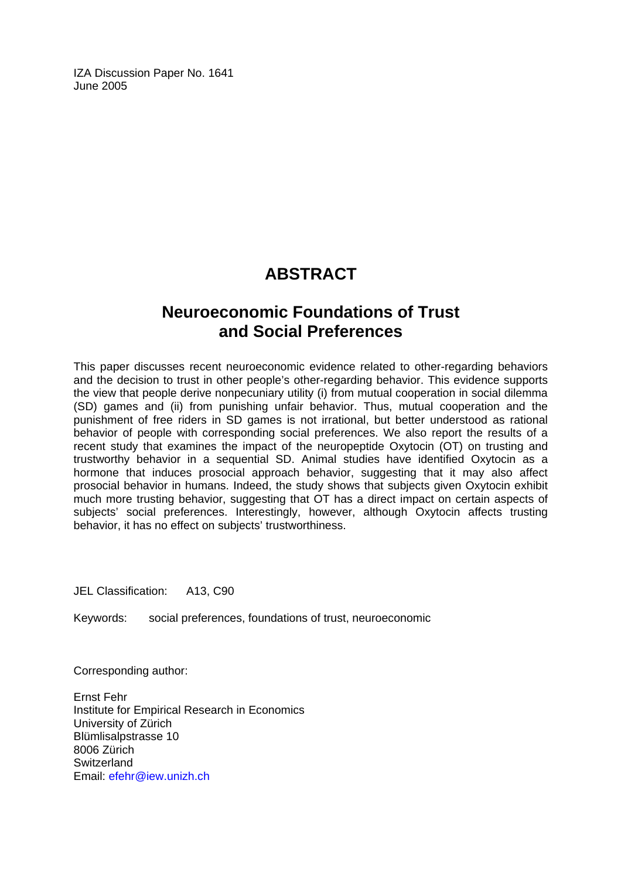IZA Discussion Paper No. 1641
June 2005

# ABSTRACT

## Neuroeconomic Foundations of Trust and Social Preferences

This paper discusses recent neuroeconomic evidence related to other-regarding behaviors and the decision to trust in other people's other-regarding behavior. This evidence supports the view that people derive nonpecuniary utility (i) from mutual cooperation in social dilemma (SD) games and (ii) from punishing unfair behavior. Thus, mutual cooperation and the punishment of free riders in SD games is not irrational, but better understood as rational behavior of people with corresponding social preferences. We also report the results of a recent study that examines the impact of the neuropeptide Oxytocin (OT) on trusting and trustworthy behavior in a sequential SD. Animal studies have identified Oxytocin as a hormone that induces prosocial approach behavior, suggesting that it may also affect prosocial behavior in humans. Indeed, the study shows that subjects given Oxytocin exhibit much more trusting behavior, suggesting that OT has a direct impact on certain aspects of subjects' social preferences. Interestingly, however, although Oxytocin affects trusting behavior, it has no effect on subjects' trustworthiness.

JEL Classification: A13, C90

Keywords: social preferences, foundations of trust, neuroeconomic

Corresponding author:

Ernst Fehr
Institute for Empirical Research in Economics
University of Zürich
Blümlisalpstrasse 10
8006 Zürich
Switzerland
Email: efehr@iew.unizh.ch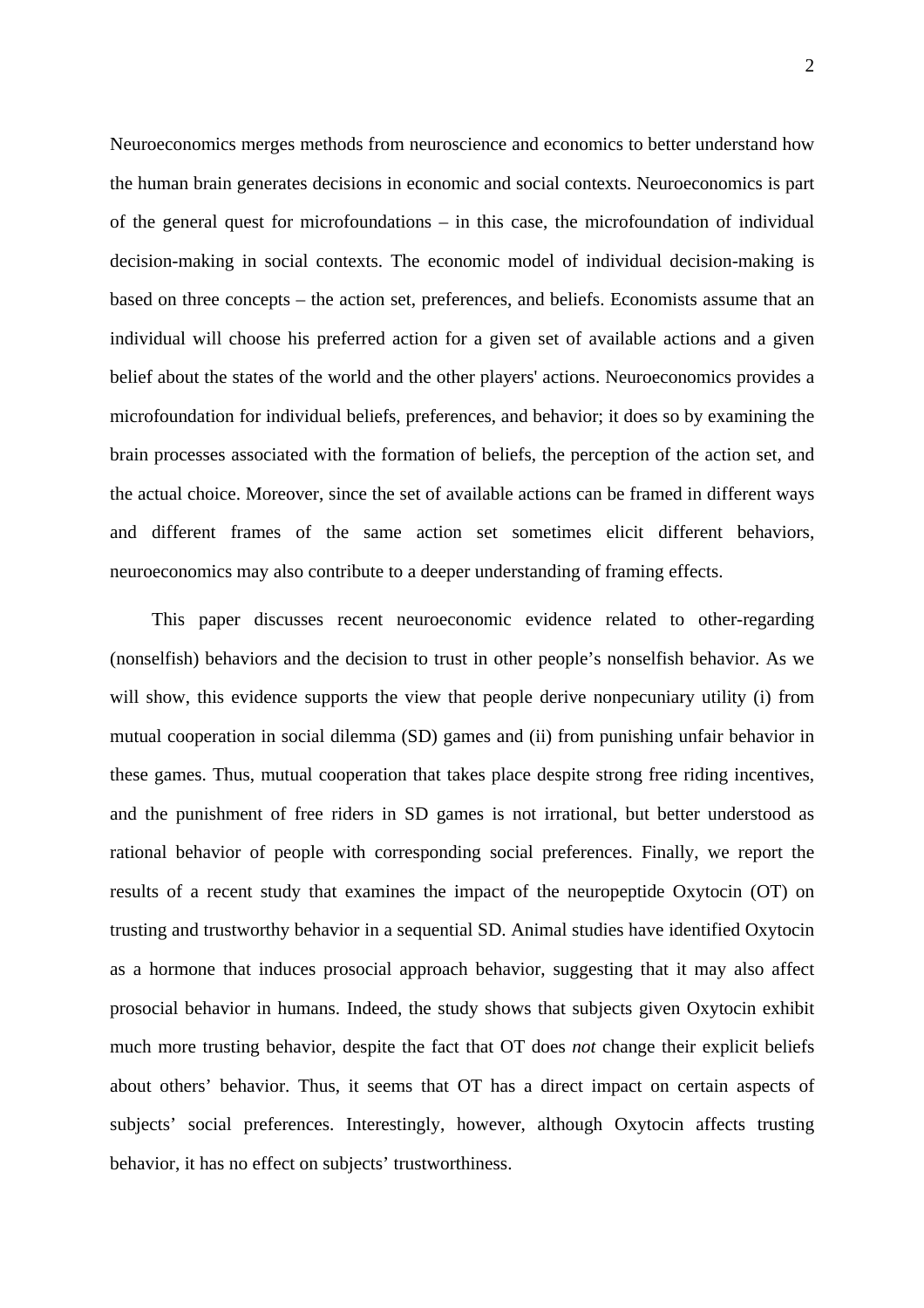Neuroeconomics merges methods from neuroscience and economics to better understand how the human brain generates decisions in economic and social contexts. Neuroeconomics is part of the general quest for microfoundations – in this case, the microfoundation of individual decision-making in social contexts. The economic model of individual decision-making is based on three concepts – the action set, preferences, and beliefs. Economists assume that an individual will choose his preferred action for a given set of available actions and a given belief about the states of the world and the other players' actions. Neuroeconomics provides a microfoundation for individual beliefs, preferences, and behavior; it does so by examining the brain processes associated with the formation of beliefs, the perception of the action set, and the actual choice. Moreover, since the set of available actions can be framed in different ways and different frames of the same action set sometimes elicit different behaviors, neuroeconomics may also contribute to a deeper understanding of framing effects.

This paper discusses recent neuroeconomic evidence related to other-regarding (nonselfish) behaviors and the decision to trust in other people's nonselfish behavior. As we will show, this evidence supports the view that people derive nonpecuniary utility (i) from mutual cooperation in social dilemma (SD) games and (ii) from punishing unfair behavior in these games. Thus, mutual cooperation that takes place despite strong free riding incentives, and the punishment of free riders in SD games is not irrational, but better understood as rational behavior of people with corresponding social preferences. Finally, we report the results of a recent study that examines the impact of the neuropeptide Oxytocin (OT) on trusting and trustworthy behavior in a sequential SD. Animal studies have identified Oxytocin as a hormone that induces prosocial approach behavior, suggesting that it may also affect prosocial behavior in humans. Indeed, the study shows that subjects given Oxytocin exhibit much more trusting behavior, despite the fact that OT does *not* change their explicit beliefs about others' behavior. Thus, it seems that OT has a direct impact on certain aspects of subjects' social preferences. Interestingly, however, although Oxytocin affects trusting behavior, it has no effect on subjects' trustworthiness.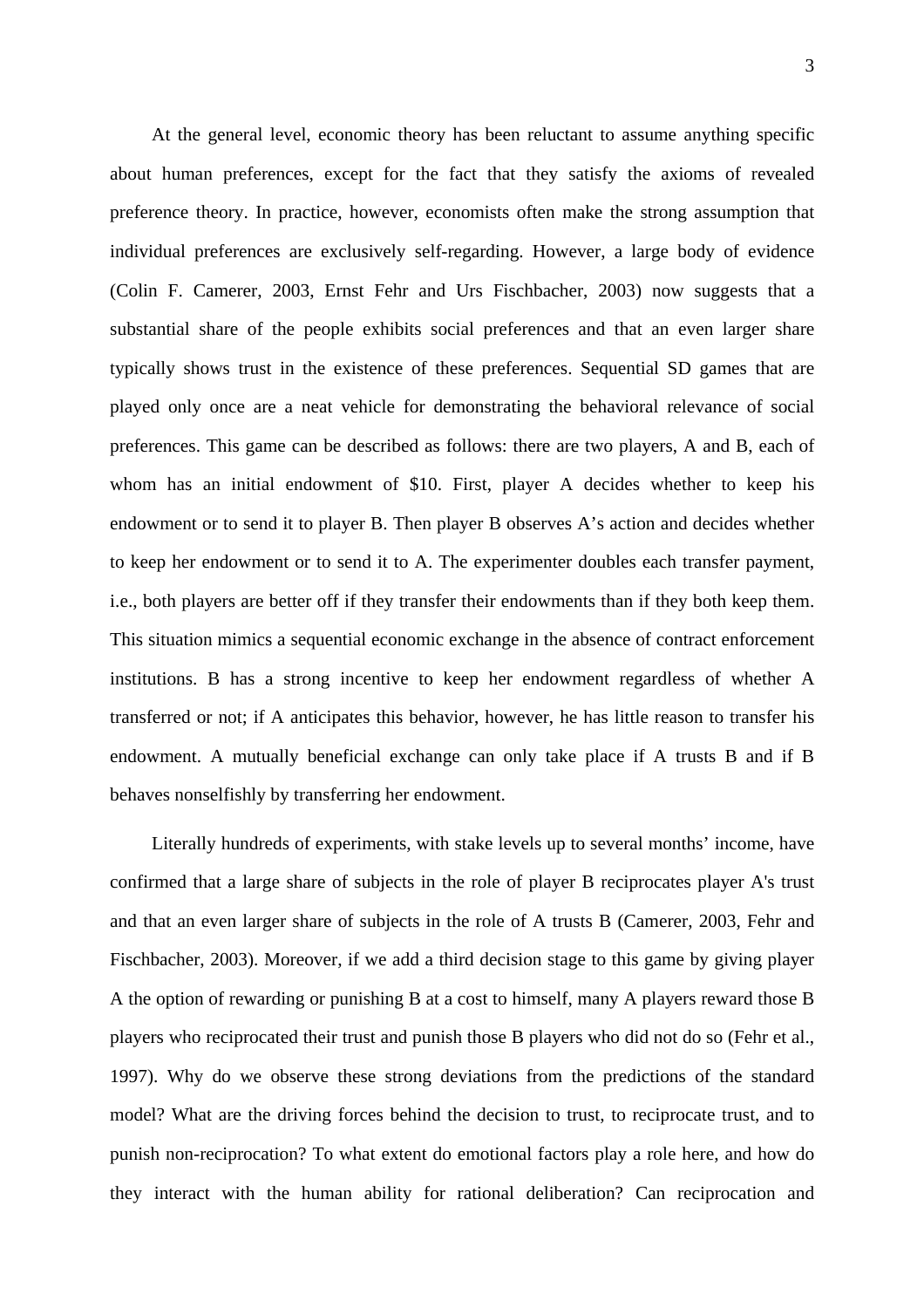At the general level, economic theory has been reluctant to assume anything specific about human preferences, except for the fact that they satisfy the axioms of revealed preference theory. In practice, however, economists often make the strong assumption that individual preferences are exclusively self-regarding. However, a large body of evidence (Colin F. Camerer, 2003, Ernst Fehr and Urs Fischbacher, 2003) now suggests that a substantial share of the people exhibits social preferences and that an even larger share typically shows trust in the existence of these preferences. Sequential SD games that are played only once are a neat vehicle for demonstrating the behavioral relevance of social preferences. This game can be described as follows: there are two players, A and B, each of whom has an initial endowment of $10. First, player A decides whether to keep his endowment or to send it to player B. Then player B observes A's action and decides whether to keep her endowment or to send it to A. The experimenter doubles each transfer payment, i.e., both players are better off if they transfer their endowments than if they both keep them. This situation mimics a sequential economic exchange in the absence of contract enforcement institutions. B has a strong incentive to keep her endowment regardless of whether A transferred or not; if A anticipates this behavior, however, he has little reason to transfer his endowment. A mutually beneficial exchange can only take place if A trusts B and if B behaves nonselfishly by transferring her endowment.

Literally hundreds of experiments, with stake levels up to several months' income, have confirmed that a large share of subjects in the role of player B reciprocates player A's trust and that an even larger share of subjects in the role of A trusts B (Camerer, 2003, Fehr and Fischbacher, 2003). Moreover, if we add a third decision stage to this game by giving player A the option of rewarding or punishing B at a cost to himself, many A players reward those B players who reciprocated their trust and punish those B players who did not do so (Fehr et al., 1997). Why do we observe these strong deviations from the predictions of the standard model? What are the driving forces behind the decision to trust, to reciprocate trust, and to punish non-reciprocation? To what extent do emotional factors play a role here, and how do they interact with the human ability for rational deliberation? Can reciprocation and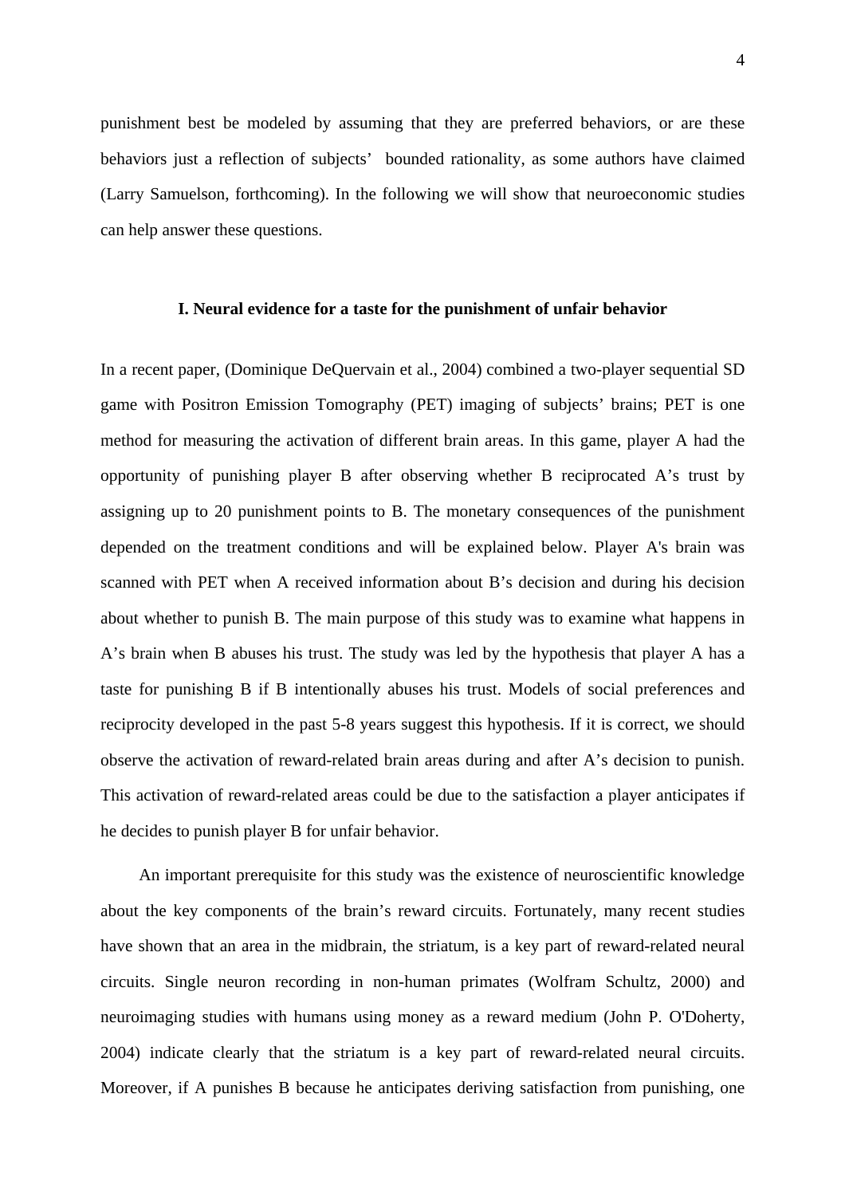punishment best be modeled by assuming that they are preferred behaviors, or are these behaviors just a reflection of subjects' bounded rationality, as some authors have claimed (Larry Samuelson, forthcoming). In the following we will show that neuroeconomic studies can help answer these questions.

### I. Neural evidence for a taste for the punishment of unfair behavior

In a recent paper, (Dominique DeQuervain et al., 2004) combined a two-player sequential SD game with Positron Emission Tomography (PET) imaging of subjects' brains; PET is one method for measuring the activation of different brain areas. In this game, player A had the opportunity of punishing player B after observing whether B reciprocated A's trust by assigning up to 20 punishment points to B. The monetary consequences of the punishment depended on the treatment conditions and will be explained below. Player A's brain was scanned with PET when A received information about B's decision and during his decision about whether to punish B. The main purpose of this study was to examine what happens in A's brain when B abuses his trust. The study was led by the hypothesis that player A has a taste for punishing B if B intentionally abuses his trust. Models of social preferences and reciprocity developed in the past 5-8 years suggest this hypothesis. If it is correct, we should observe the activation of reward-related brain areas during and after A's decision to punish. This activation of reward-related areas could be due to the satisfaction a player anticipates if he decides to punish player B for unfair behavior.

An important prerequisite for this study was the existence of neuroscientific knowledge about the key components of the brain's reward circuits. Fortunately, many recent studies have shown that an area in the midbrain, the striatum, is a key part of reward-related neural circuits. Single neuron recording in non-human primates (Wolfram Schultz, 2000) and neuroimaging studies with humans using money as a reward medium (John P. O'Doherty, 2004) indicate clearly that the striatum is a key part of reward-related neural circuits. Moreover, if A punishes B because he anticipates deriving satisfaction from punishing, one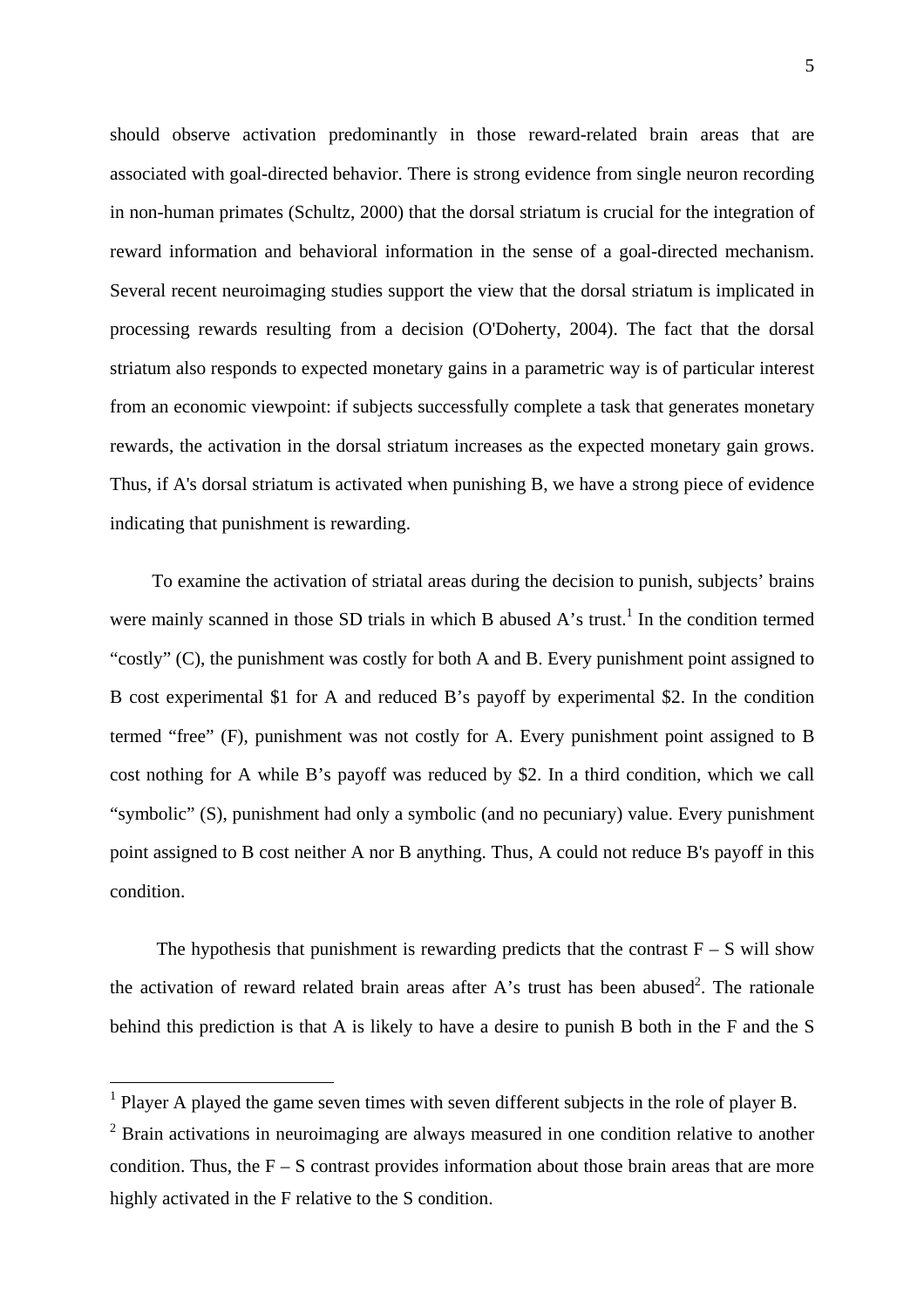should observe activation predominantly in those reward-related brain areas that are associated with goal-directed behavior. There is strong evidence from single neuron recording in non-human primates (Schultz, 2000) that the dorsal striatum is crucial for the integration of reward information and behavioral information in the sense of a goal-directed mechanism. Several recent neuroimaging studies support the view that the dorsal striatum is implicated in processing rewards resulting from a decision (O'Doherty, 2004). The fact that the dorsal striatum also responds to expected monetary gains in a parametric way is of particular interest from an economic viewpoint: if subjects successfully complete a task that generates monetary rewards, the activation in the dorsal striatum increases as the expected monetary gain grows. Thus, if A's dorsal striatum is activated when punishing B, we have a strong piece of evidence indicating that punishment is rewarding.

To examine the activation of striatal areas during the decision to punish, subjects' brains were mainly scanned in those SD trials in which B abused A's trust.[1] In the condition termed "costly" (C), the punishment was costly for both A and B. Every punishment point assigned to B cost experimental $1 for A and reduced B's payoff by experimental $2. In the condition termed "free" (F), punishment was not costly for A. Every punishment point assigned to B cost nothing for A while B's payoff was reduced by $2. In a third condition, which we call "symbolic" (S), punishment had only a symbolic (and no pecuniary) value. Every punishment point assigned to B cost neither A nor B anything. Thus, A could not reduce B's payoff in this condition.

The hypothesis that punishment is rewarding predicts that the contrast F – S will show the activation of reward related brain areas after A's trust has been abused[2]. The rationale behind this prediction is that A is likely to have a desire to punish B both in the F and the S

[1] Player A played the game seven times with seven different subjects in the role of player B.

[2] Brain activations in neuroimaging are always measured in one condition relative to another condition. Thus, the F – S contrast provides information about those brain areas that are more highly activated in the F relative to the S condition.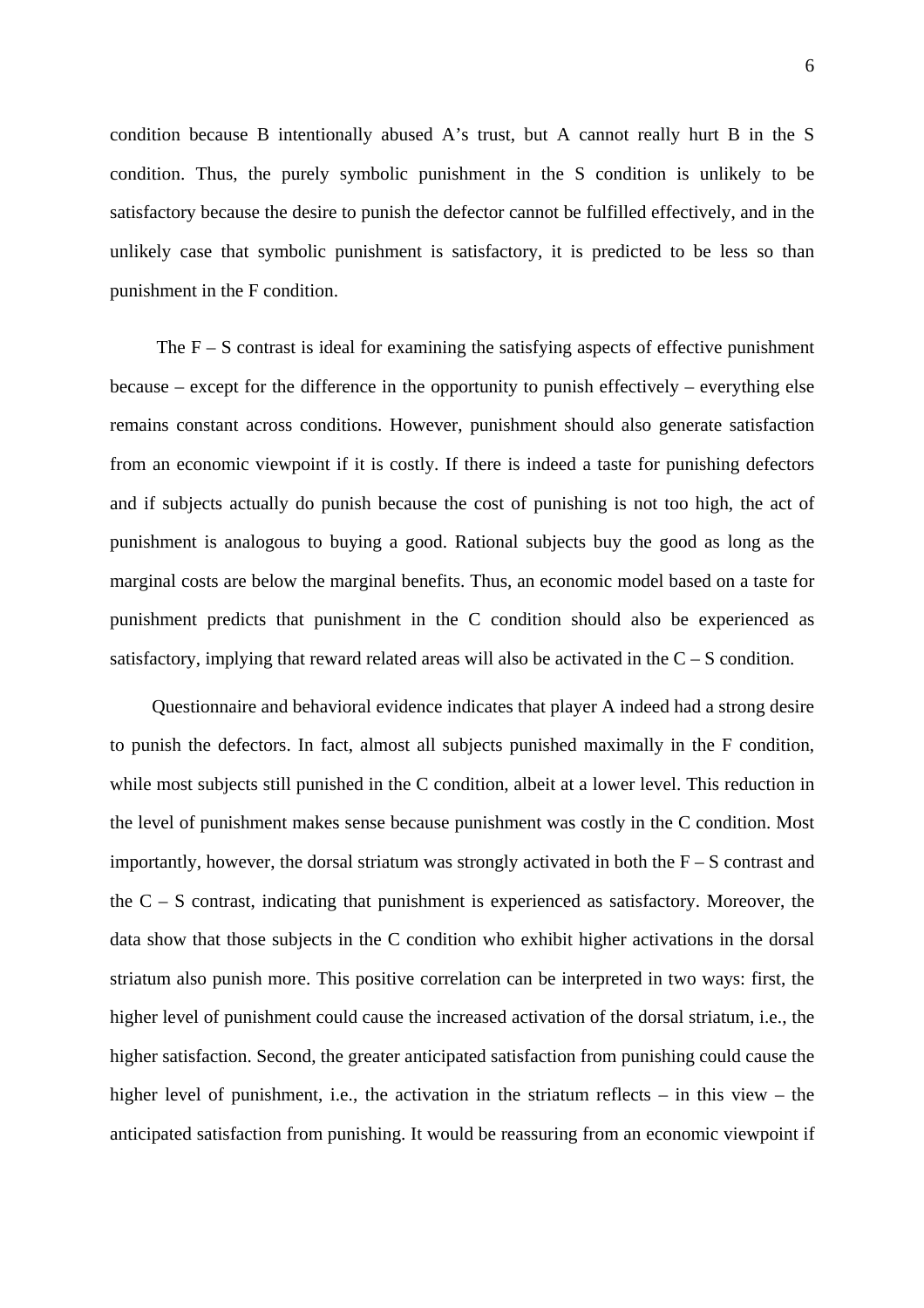condition because B intentionally abused A's trust, but A cannot really hurt B in the S condition. Thus, the purely symbolic punishment in the S condition is unlikely to be satisfactory because the desire to punish the defector cannot be fulfilled effectively, and in the unlikely case that symbolic punishment is satisfactory, it is predicted to be less so than punishment in the F condition.

The F – S contrast is ideal for examining the satisfying aspects of effective punishment because – except for the difference in the opportunity to punish effectively – everything else remains constant across conditions. However, punishment should also generate satisfaction from an economic viewpoint if it is costly. If there is indeed a taste for punishing defectors and if subjects actually do punish because the cost of punishing is not too high, the act of punishment is analogous to buying a good. Rational subjects buy the good as long as the marginal costs are below the marginal benefits. Thus, an economic model based on a taste for punishment predicts that punishment in the C condition should also be experienced as satisfactory, implying that reward related areas will also be activated in the C – S condition.

Questionnaire and behavioral evidence indicates that player A indeed had a strong desire to punish the defectors. In fact, almost all subjects punished maximally in the F condition, while most subjects still punished in the C condition, albeit at a lower level. This reduction in the level of punishment makes sense because punishment was costly in the C condition. Most importantly, however, the dorsal striatum was strongly activated in both the F – S contrast and the C – S contrast, indicating that punishment is experienced as satisfactory. Moreover, the data show that those subjects in the C condition who exhibit higher activations in the dorsal striatum also punish more. This positive correlation can be interpreted in two ways: first, the higher level of punishment could cause the increased activation of the dorsal striatum, i.e., the higher satisfaction. Second, the greater anticipated satisfaction from punishing could cause the higher level of punishment, i.e., the activation in the striatum reflects – in this view – the anticipated satisfaction from punishing. It would be reassuring from an economic viewpoint if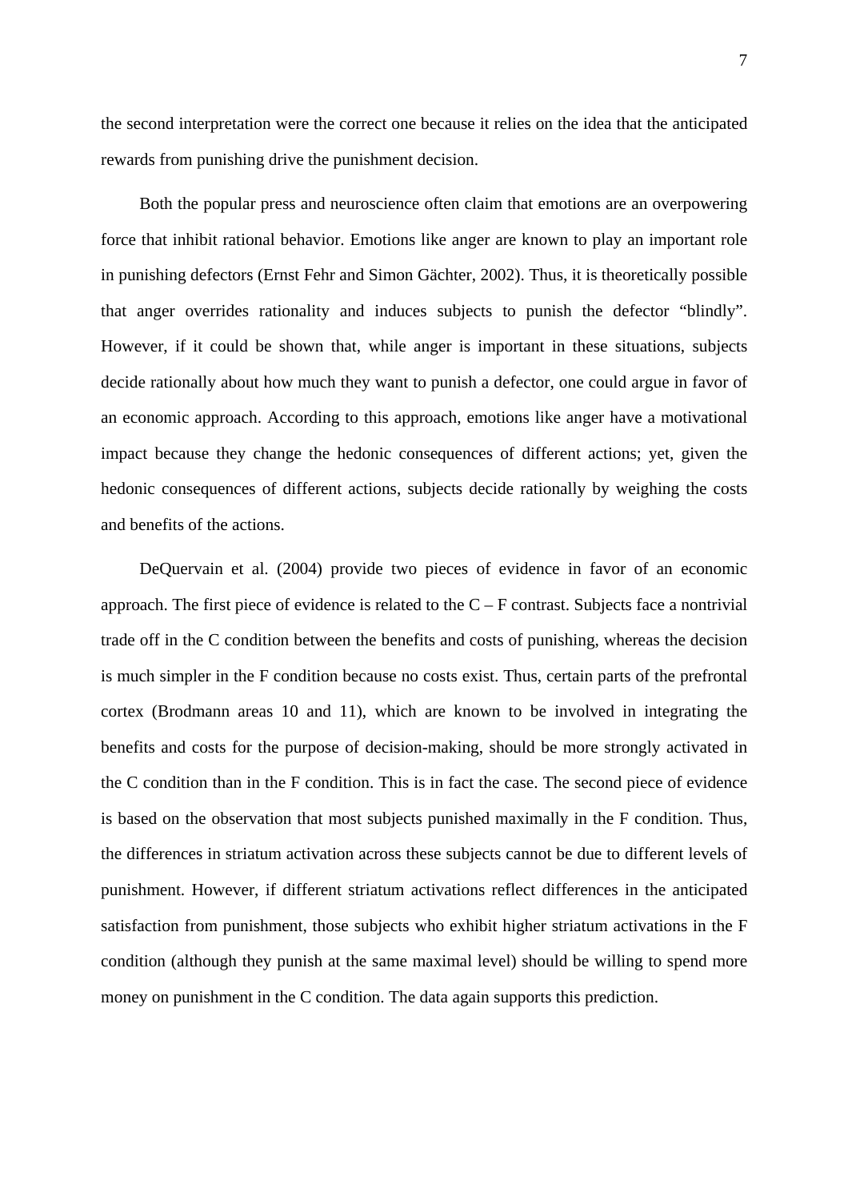the second interpretation were the correct one because it relies on the idea that the anticipated rewards from punishing drive the punishment decision.

Both the popular press and neuroscience often claim that emotions are an overpowering force that inhibit rational behavior. Emotions like anger are known to play an important role in punishing defectors (Ernst Fehr and Simon Gächter, 2002). Thus, it is theoretically possible that anger overrides rationality and induces subjects to punish the defector “blindly”. However, if it could be shown that, while anger is important in these situations, subjects decide rationally about how much they want to punish a defector, one could argue in favor of an economic approach. According to this approach, emotions like anger have a motivational impact because they change the hedonic consequences of different actions; yet, given the hedonic consequences of different actions, subjects decide rationally by weighing the costs and benefits of the actions.

DeQuervain et al. (2004) provide two pieces of evidence in favor of an economic approach. The first piece of evidence is related to the C – F contrast. Subjects face a nontrivial trade off in the C condition between the benefits and costs of punishing, whereas the decision is much simpler in the F condition because no costs exist. Thus, certain parts of the prefrontal cortex (Brodmann areas 10 and 11), which are known to be involved in integrating the benefits and costs for the purpose of decision-making, should be more strongly activated in the C condition than in the F condition. This is in fact the case. The second piece of evidence is based on the observation that most subjects punished maximally in the F condition. Thus, the differences in striatum activation across these subjects cannot be due to different levels of punishment. However, if different striatum activations reflect differences in the anticipated satisfaction from punishment, those subjects who exhibit higher striatum activations in the F condition (although they punish at the same maximal level) should be willing to spend more money on punishment in the C condition. The data again supports this prediction.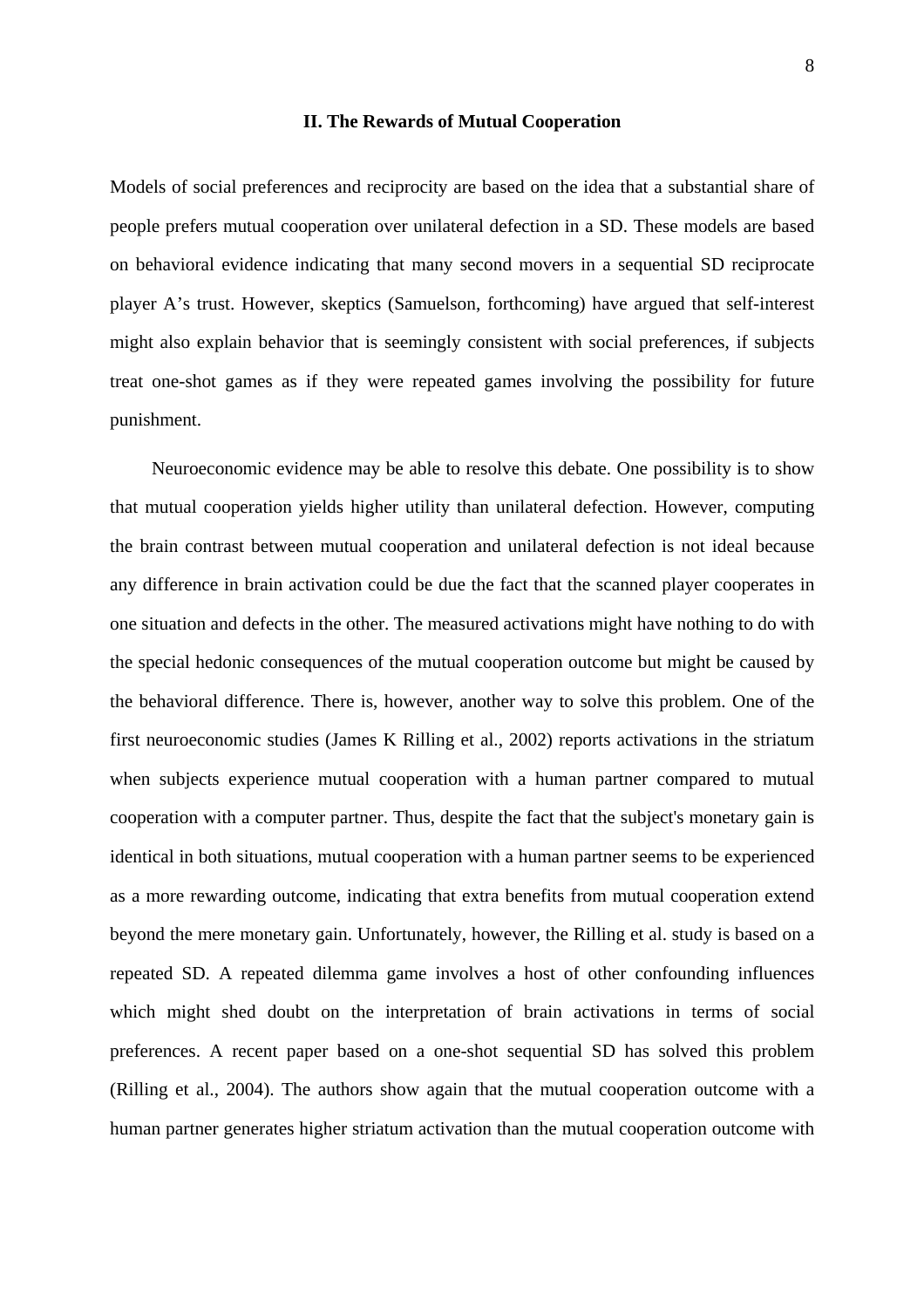## II. The Rewards of Mutual Cooperation

Models of social preferences and reciprocity are based on the idea that a substantial share of people prefers mutual cooperation over unilateral defection in a SD. These models are based on behavioral evidence indicating that many second movers in a sequential SD reciprocate player A's trust. However, skeptics (Samuelson, forthcoming) have argued that self-interest might also explain behavior that is seemingly consistent with social preferences, if subjects treat one-shot games as if they were repeated games involving the possibility for future punishment.

Neuroeconomic evidence may be able to resolve this debate. One possibility is to show that mutual cooperation yields higher utility than unilateral defection. However, computing the brain contrast between mutual cooperation and unilateral defection is not ideal because any difference in brain activation could be due the fact that the scanned player cooperates in one situation and defects in the other. The measured activations might have nothing to do with the special hedonic consequences of the mutual cooperation outcome but might be caused by the behavioral difference. There is, however, another way to solve this problem. One of the first neuroeconomic studies (James K Rilling et al., 2002) reports activations in the striatum when subjects experience mutual cooperation with a human partner compared to mutual cooperation with a computer partner. Thus, despite the fact that the subject's monetary gain is identical in both situations, mutual cooperation with a human partner seems to be experienced as a more rewarding outcome, indicating that extra benefits from mutual cooperation extend beyond the mere monetary gain. Unfortunately, however, the Rilling et al. study is based on a repeated SD. A repeated dilemma game involves a host of other confounding influences which might shed doubt on the interpretation of brain activations in terms of social preferences. A recent paper based on a one-shot sequential SD has solved this problem (Rilling et al., 2004). The authors show again that the mutual cooperation outcome with a human partner generates higher striatum activation than the mutual cooperation outcome with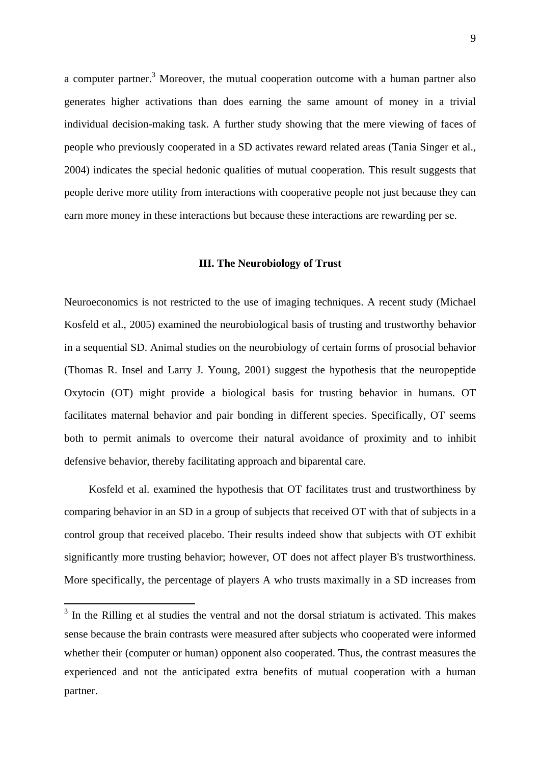a computer partner.[3] Moreover, the mutual cooperation outcome with a human partner also generates higher activations than does earning the same amount of money in a trivial individual decision-making task. A further study showing that the mere viewing of faces of people who previously cooperated in a SD activates reward related areas (Tania Singer et al., 2004) indicates the special hedonic qualities of mutual cooperation. This result suggests that people derive more utility from interactions with cooperative people not just because they can earn more money in these interactions but because these interactions are rewarding per se.

## III. The Neurobiology of Trust

Neuroeconomics is not restricted to the use of imaging techniques. A recent study (Michael Kosfeld et al., 2005) examined the neurobiological basis of trusting and trustworthy behavior in a sequential SD. Animal studies on the neurobiology of certain forms of prosocial behavior (Thomas R. Insel and Larry J. Young, 2001) suggest the hypothesis that the neuropeptide Oxytocin (OT) might provide a biological basis for trusting behavior in humans. OT facilitates maternal behavior and pair bonding in different species. Specifically, OT seems both to permit animals to overcome their natural avoidance of proximity and to inhibit defensive behavior, thereby facilitating approach and biparental care.

Kosfeld et al. examined the hypothesis that OT facilitates trust and trustworthiness by comparing behavior in an SD in a group of subjects that received OT with that of subjects in a control group that received placebo. Their results indeed show that subjects with OT exhibit significantly more trusting behavior; however, OT does not affect player B's trustworthiness. More specifically, the percentage of players A who trusts maximally in a SD increases from

---

[3] In the Rilling et al studies the ventral and not the dorsal striatum is activated. This makes sense because the brain contrasts were measured after subjects who cooperated were informed whether their (computer or human) opponent also cooperated. Thus, the contrast measures the experienced and not the anticipated extra benefits of mutual cooperation with a human partner.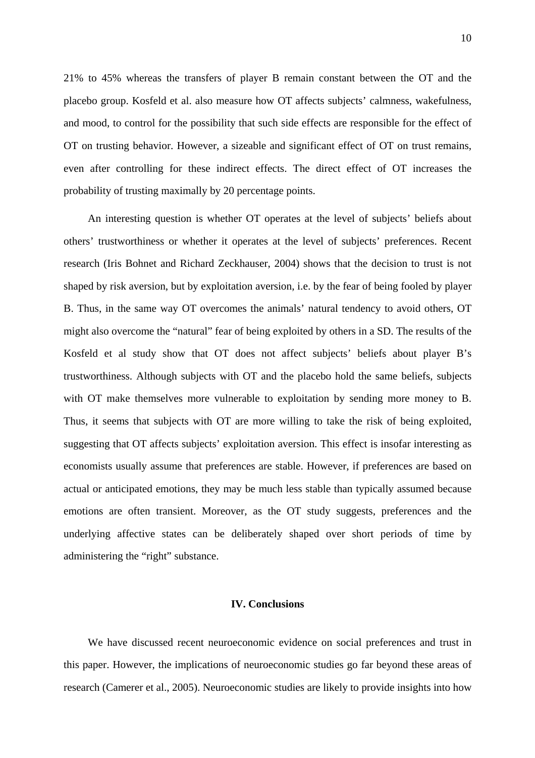21% to 45% whereas the transfers of player B remain constant between the OT and the placebo group. Kosfeld et al. also measure how OT affects subjects' calmness, wakefulness, and mood, to control for the possibility that such side effects are responsible for the effect of OT on trusting behavior. However, a sizeable and significant effect of OT on trust remains, even after controlling for these indirect effects. The direct effect of OT increases the probability of trusting maximally by 20 percentage points.

An interesting question is whether OT operates at the level of subjects' beliefs about others' trustworthiness or whether it operates at the level of subjects' preferences. Recent research (Iris Bohnet and Richard Zeckhauser, 2004) shows that the decision to trust is not shaped by risk aversion, but by exploitation aversion, i.e. by the fear of being fooled by player B. Thus, in the same way OT overcomes the animals' natural tendency to avoid others, OT might also overcome the "natural" fear of being exploited by others in a SD. The results of the Kosfeld et al study show that OT does not affect subjects' beliefs about player B's trustworthiness. Although subjects with OT and the placebo hold the same beliefs, subjects with OT make themselves more vulnerable to exploitation by sending more money to B. Thus, it seems that subjects with OT are more willing to take the risk of being exploited, suggesting that OT affects subjects' exploitation aversion. This effect is insofar interesting as economists usually assume that preferences are stable. However, if preferences are based on actual or anticipated emotions, they may be much less stable than typically assumed because emotions are often transient. Moreover, as the OT study suggests, preferences and the underlying affective states can be deliberately shaped over short periods of time by administering the "right" substance.

## IV. Conclusions

We have discussed recent neuroeconomic evidence on social preferences and trust in this paper. However, the implications of neuroeconomic studies go far beyond these areas of research (Camerer et al., 2005). Neuroeconomic studies are likely to provide insights into how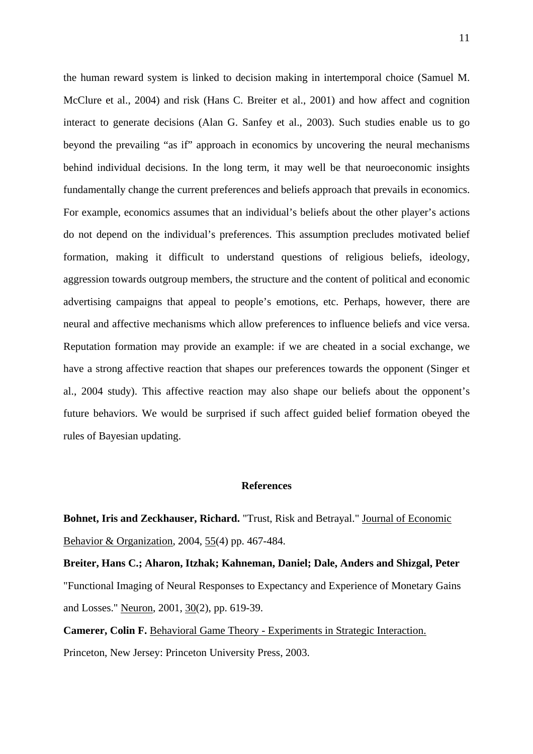the human reward system is linked to decision making in intertemporal choice (Samuel M. McClure et al., 2004) and risk (Hans C. Breiter et al., 2001) and how affect and cognition interact to generate decisions (Alan G. Sanfey et al., 2003). Such studies enable us to go beyond the prevailing "as if" approach in economics by uncovering the neural mechanisms behind individual decisions. In the long term, it may well be that neuroeconomic insights fundamentally change the current preferences and beliefs approach that prevails in economics. For example, economics assumes that an individual's beliefs about the other player's actions do not depend on the individual's preferences. This assumption precludes motivated belief formation, making it difficult to understand questions of religious beliefs, ideology, aggression towards outgroup members, the structure and the content of political and economic advertising campaigns that appeal to people's emotions, etc. Perhaps, however, there are neural and affective mechanisms which allow preferences to influence beliefs and vice versa. Reputation formation may provide an example: if we are cheated in a social exchange, we have a strong affective reaction that shapes our preferences towards the opponent (Singer et al., 2004 study). This affective reaction may also shape our beliefs about the opponent's future behaviors. We would be surprised if such affect guided belief formation obeyed the rules of Bayesian updating.

## References

**Bohnet, Iris and Zeckhauser, Richard.** "Trust, Risk and Betrayal." Journal of Economic Behavior & Organization, 2004, 55(4) pp. 467-484.

**Breiter, Hans C.; Aharon, Itzhak; Kahneman, Daniel; Dale, Anders and Shizgal, Peter** "Functional Imaging of Neural Responses to Expectancy and Experience of Monetary Gains and Losses." Neuron, 2001, 30(2), pp. 619-39.

**Camerer, Colin F.** Behavioral Game Theory - Experiments in Strategic Interaction. Princeton, New Jersey: Princeton University Press, 2003.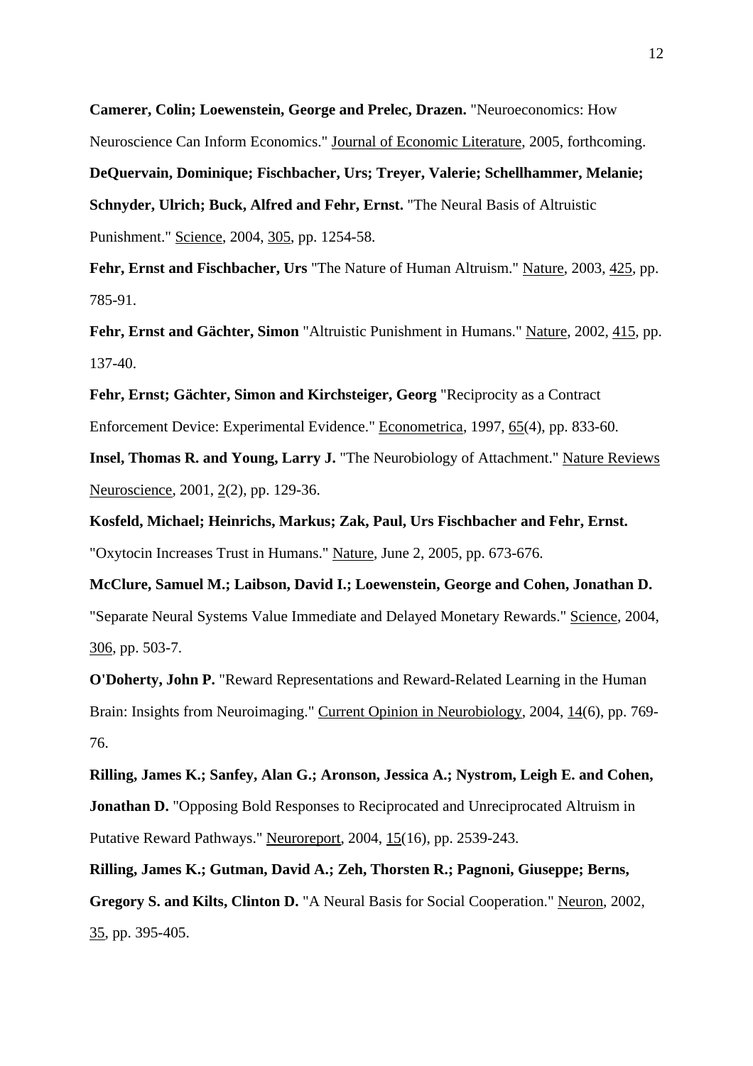**Camerer, Colin; Loewenstein, George and Prelec, Drazen.** "Neuroeconomics: How Neuroscience Can Inform Economics." Journal of Economic Literature, 2005, forthcoming.

**DeQuervain, Dominique; Fischbacher, Urs; Treyer, Valerie; Schellhammer, Melanie; Schnyder, Ulrich; Buck, Alfred and Fehr, Ernst.** "The Neural Basis of Altruistic Punishment." Science, 2004, 305, pp. 1254-58.

**Fehr, Ernst and Fischbacher, Urs** "The Nature of Human Altruism." Nature, 2003, 425, pp. 785-91.

**Fehr, Ernst and Gächter, Simon** "Altruistic Punishment in Humans." Nature, 2002, 415, pp. 137-40.

**Fehr, Ernst; Gächter, Simon and Kirchsteiger, Georg** "Reciprocity as a Contract Enforcement Device: Experimental Evidence." Econometrica, 1997, 65(4), pp. 833-60.

**Insel, Thomas R. and Young, Larry J.** "The Neurobiology of Attachment." Nature Reviews Neuroscience, 2001, 2(2), pp. 129-36.

**Kosfeld, Michael; Heinrichs, Markus; Zak, Paul, Urs Fischbacher and Fehr, Ernst.** "Oxytocin Increases Trust in Humans." Nature, June 2, 2005, pp. 673-676.

**McClure, Samuel M.; Laibson, David I.; Loewenstein, George and Cohen, Jonathan D.** "Separate Neural Systems Value Immediate and Delayed Monetary Rewards." Science, 2004, 306, pp. 503-7.

**O'Doherty, John P.** "Reward Representations and Reward-Related Learning in the Human Brain: Insights from Neuroimaging." Current Opinion in Neurobiology, 2004, 14(6), pp. 769-76.

**Rilling, James K.; Sanfey, Alan G.; Aronson, Jessica A.; Nystrom, Leigh E. and Cohen, Jonathan D.** "Opposing Bold Responses to Reciprocated and Unreciprocated Altruism in Putative Reward Pathways." Neuroreport, 2004, 15(16), pp. 2539-243.

**Rilling, James K.; Gutman, David A.; Zeh, Thorsten R.; Pagnoni, Giuseppe; Berns, Gregory S. and Kilts, Clinton D.** "A Neural Basis for Social Cooperation." Neuron, 2002, 35, pp. 395-405.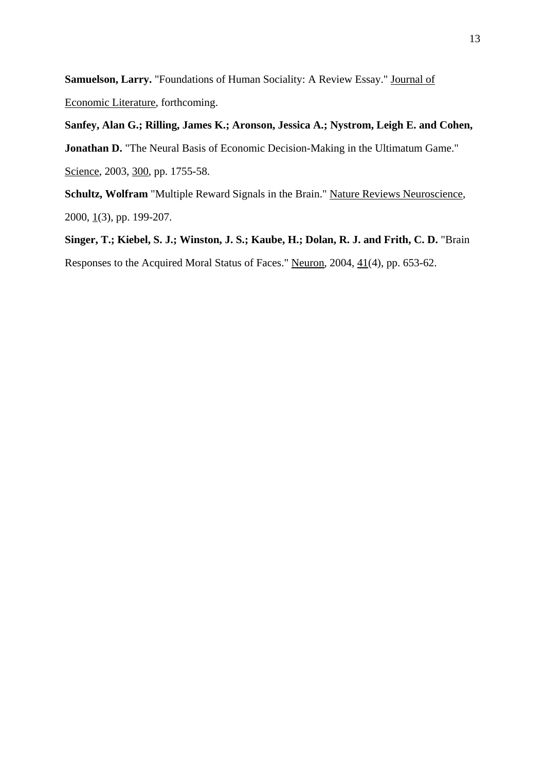**Samuelson, Larry.** "Foundations of Human Sociality: A Review Essay." Journal of Economic Literature, forthcoming.

**Sanfey, Alan G.; Rilling, James K.; Aronson, Jessica A.; Nystrom, Leigh E. and Cohen, Jonathan D.** "The Neural Basis of Economic Decision-Making in the Ultimatum Game." Science, 2003, 300, pp. 1755-58.

**Schultz, Wolfram** "Multiple Reward Signals in the Brain." Nature Reviews Neuroscience, 2000, 1(3), pp. 199-207.

**Singer, T.; Kiebel, S. J.; Winston, J. S.; Kaube, H.; Dolan, R. J. and Frith, C. D.** "Brain Responses to the Acquired Moral Status of Faces." Neuron, 2004, 41(4), pp. 653-62.